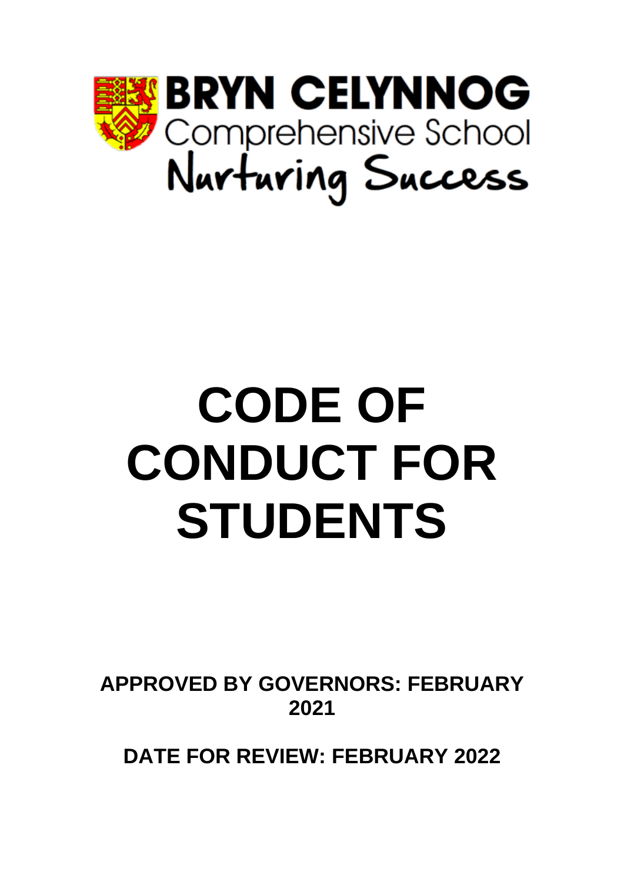**BRYN CELYNNOG**

Comprehensive School

Nurturing Success

# CODE OF CONDUCT FOR STUDENTS

**APPROVED BY GOVERNORS: FEBRUARY 2021**

**DATE FOR REVIEW: FEBRUARY 2022**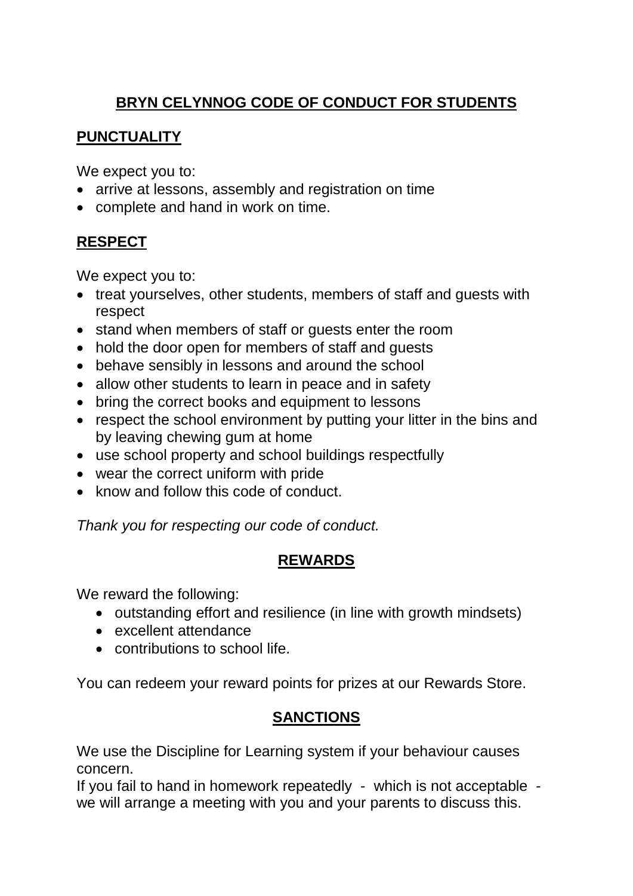# BRYN CELYNNOG CODE OF CONDUCT FOR STUDENTS

## PUNCTUALITY

We expect you to:

- arrive at lessons, assembly and registration on time
- complete and hand in work on time.

## RESPECT

We expect you to:

- treat yourselves, other students, members of staff and guests with respect
- stand when members of staff or guests enter the room
- hold the door open for members of staff and guests
- behave sensibly in lessons and around the school
- allow other students to learn in peace and in safety
- bring the correct books and equipment to lessons
- respect the school environment by putting your litter in the bins and by leaving chewing gum at home
- use school property and school buildings respectfully
- wear the correct uniform with pride
- know and follow this code of conduct.

*Thank you for respecting our code of conduct.*

## REWARDS

We reward the following:

- outstanding effort and resilience (in line with growth mindsets)
- excellent attendance
- contributions to school life.

You can redeem your reward points for prizes at our Rewards Store.

## SANCTIONS

We use the Discipline for Learning system if your behaviour causes concern.

If you fail to hand in homework repeatedly - which is not acceptable - we will arrange a meeting with you and your parents to discuss this.